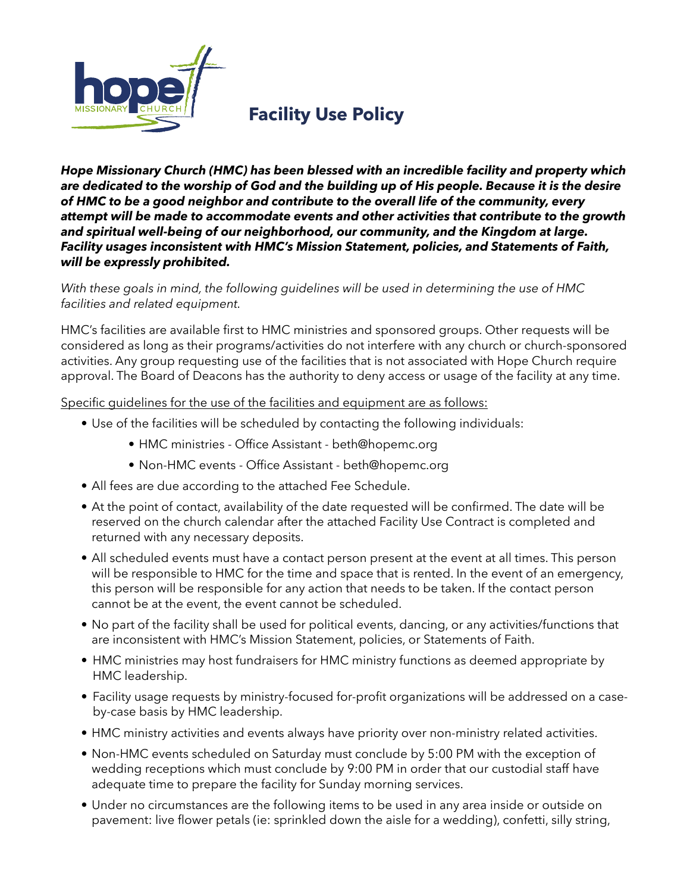# Facility Use Policy

***Hope Missionary Church (HMC) has been blessed with an incredible facility and property which are dedicated to the worship of God and the building up of His people. Because it is the desire of HMC to be a good neighbor and contribute to the overall life of the community, every attempt will be made to accommodate events and other activities that contribute to the growth and spiritual well-being of our neighborhood, our community, and the Kingdom at large. Facility usages inconsistent with HMC's Mission Statement, policies, and Statements of Faith, will be expressly prohibited.***

*With these goals in mind, the following guidelines will be used in determining the use of HMC facilities and related equipment.*

HMC's facilities are available first to HMC ministries and sponsored groups. Other requests will be considered as long as their programs/activities do not interfere with any church or church-sponsored activities. Any group requesting use of the facilities that is not associated with Hope Church require approval. The Board of Deacons has the authority to deny access or usage of the facility at any time.

<u>Specific guidelines for the use of the facilities and equipment are as follows:</u>

- Use of the facilities will be scheduled by contacting the following individuals:
    - HMC ministries - Office Assistant - beth@hopemc.org
    - Non-HMC events - Office Assistant - beth@hopemc.org
- All fees are due according to the attached Fee Schedule.
- At the point of contact, availability of the date requested will be confirmed. The date will be reserved on the church calendar after the attached Facility Use Contract is completed and returned with any necessary deposits.
- All scheduled events must have a contact person present at the event at all times. This person will be responsible to HMC for the time and space that is rented. In the event of an emergency, this person will be responsible for any action that needs to be taken. If the contact person cannot be at the event, the event cannot be scheduled.
- No part of the facility shall be used for political events, dancing, or any activities/functions that are inconsistent with HMC's Mission Statement, policies, or Statements of Faith.
- HMC ministries may host fundraisers for HMC ministry functions as deemed appropriate by HMC leadership.
- Facility usage requests by ministry-focused for-profit organizations will be addressed on a case-by-case basis by HMC leadership.
- HMC ministry activities and events always have priority over non-ministry related activities.
- Non-HMC events scheduled on Saturday must conclude by 5:00 PM with the exception of wedding receptions which must conclude by 9:00 PM in order that our custodial staff have adequate time to prepare the facility for Sunday morning services.
- Under no circumstances are the following items to be used in any area inside or outside on pavement: live flower petals (ie: sprinkled down the aisle for a wedding), confetti, silly string,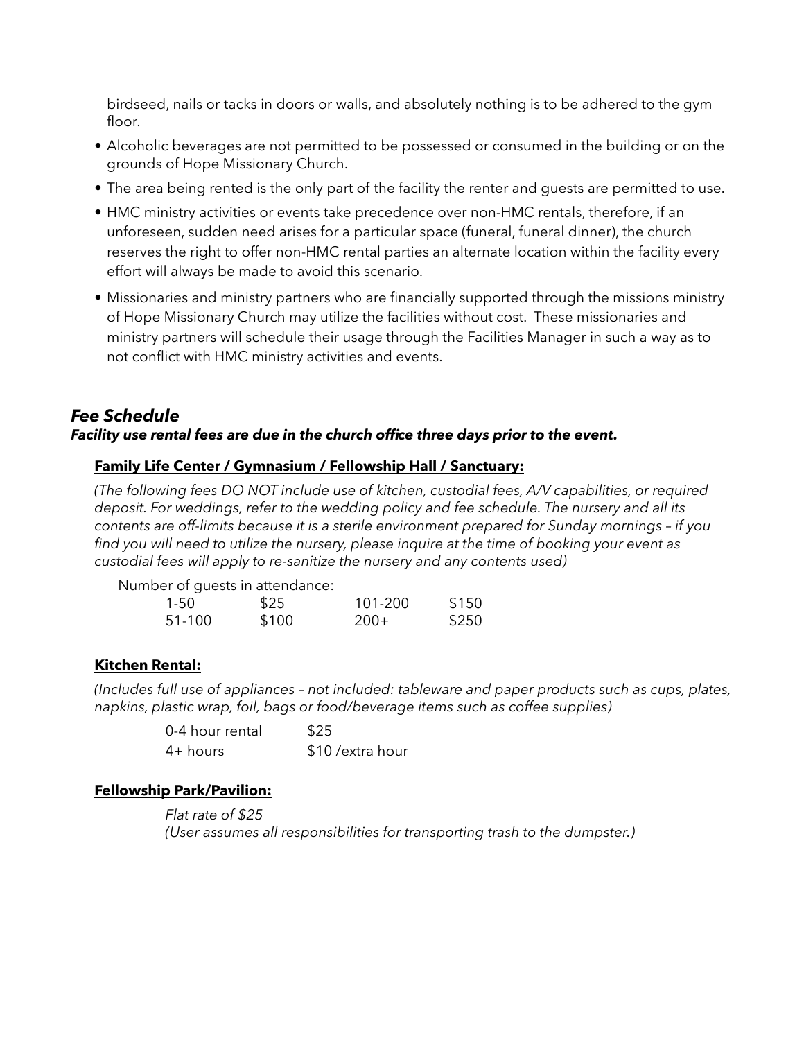birdseed, nails or tacks in doors or walls, and absolutely nothing is to be adhered to the gym floor.

- Alcoholic beverages are not permitted to be possessed or consumed in the building or on the grounds of Hope Missionary Church.
- The area being rented is the only part of the facility the renter and guests are permitted to use.
- HMC ministry activities or events take precedence over non-HMC rentals, therefore, if an unforeseen, sudden need arises for a particular space (funeral, funeral dinner), the church reserves the right to offer non-HMC rental parties an alternate location within the facility every effort will always be made to avoid this scenario.
- Missionaries and ministry partners who are financially supported through the missions ministry of Hope Missionary Church may utilize the facilities without cost. These missionaries and ministry partners will schedule their usage through the Facilities Manager in such a way as to not conflict with HMC ministry activities and events.

## ***Fee Schedule***

***Facility use rental fees are due in the church office three days prior to the event.***

### **Family Life Center / Gymnasium / Fellowship Hall / Sanctuary:**

*(The following fees DO NOT include use of kitchen, custodial fees, A/V capabilities, or required deposit. For weddings, refer to the wedding policy and fee schedule. The nursery and all its contents are off-limits because it is a sterile environment prepared for Sunday mornings – if you find you will need to utilize the nursery, please inquire at the time of booking your event as custodial fees will apply to re-sanitize the nursery and any contents used)*

Number of guests in attendance:

| | | | |
|---|---|---|---|
| 1-50 | $25 | 101-200 | $150 |
| 51-100 | $100 | 200+ | $250 |

### **Kitchen Rental:**

*(Includes full use of appliances – not included: tableware and paper products such as cups, plates, napkins, plastic wrap, foil, bags or food/beverage items such as coffee supplies)*

| | |
|---|---|
| 0-4 hour rental | $25 |
| 4+ hours | $10 /extra hour |

### **Fellowship Park/Pavilion:**

*Flat rate of $25*
*(User assumes all responsibilities for transporting trash to the dumpster.)*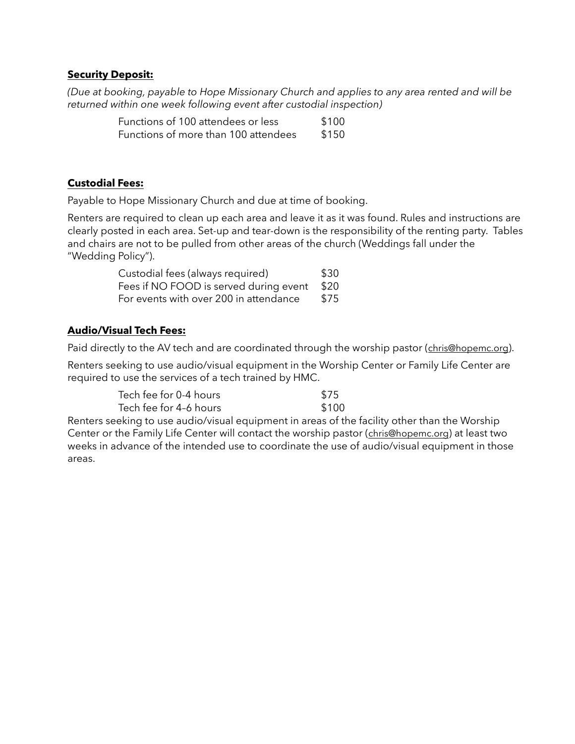**<u>Security Deposit:</u>**

*(Due at booking, payable to Hope Missionary Church and applies to any area rented and will be returned within one week following event after custodial inspection)*

| | |
|---|---|
| Functions of 100 attendees or less | $100 |
| Functions of more than 100 attendees | $150 |

**<u>Custodial Fees:</u>**

Payable to Hope Missionary Church and due at time of booking.

Renters are required to clean up each area and leave it as it was found. Rules and instructions are clearly posted in each area. Set-up and tear-down is the responsibility of the renting party. Tables and chairs are not to be pulled from other areas of the church (Weddings fall under the "Wedding Policy").

| | |
|---|---|
| Custodial fees (always required) | $30 |
| Fees if NO FOOD is served during event | $20 |
| For events with over 200 in attendance | $75 |

**<u>Audio/Visual Tech Fees:</u>**

Paid directly to the AV tech and are coordinated through the worship pastor (chris@hopemc.org).

Renters seeking to use audio/visual equipment in the Worship Center or Family Life Center are required to use the services of a tech trained by HMC.

| | |
|---|---|
| Tech fee for 0-4 hours | $75 |
| Tech fee for 4–6 hours | $100 |

Renters seeking to use audio/visual equipment in areas of the facility other than the Worship Center or the Family Life Center will contact the worship pastor (chris@hopemc.org) at least two weeks in advance of the intended use to coordinate the use of audio/visual equipment in those areas.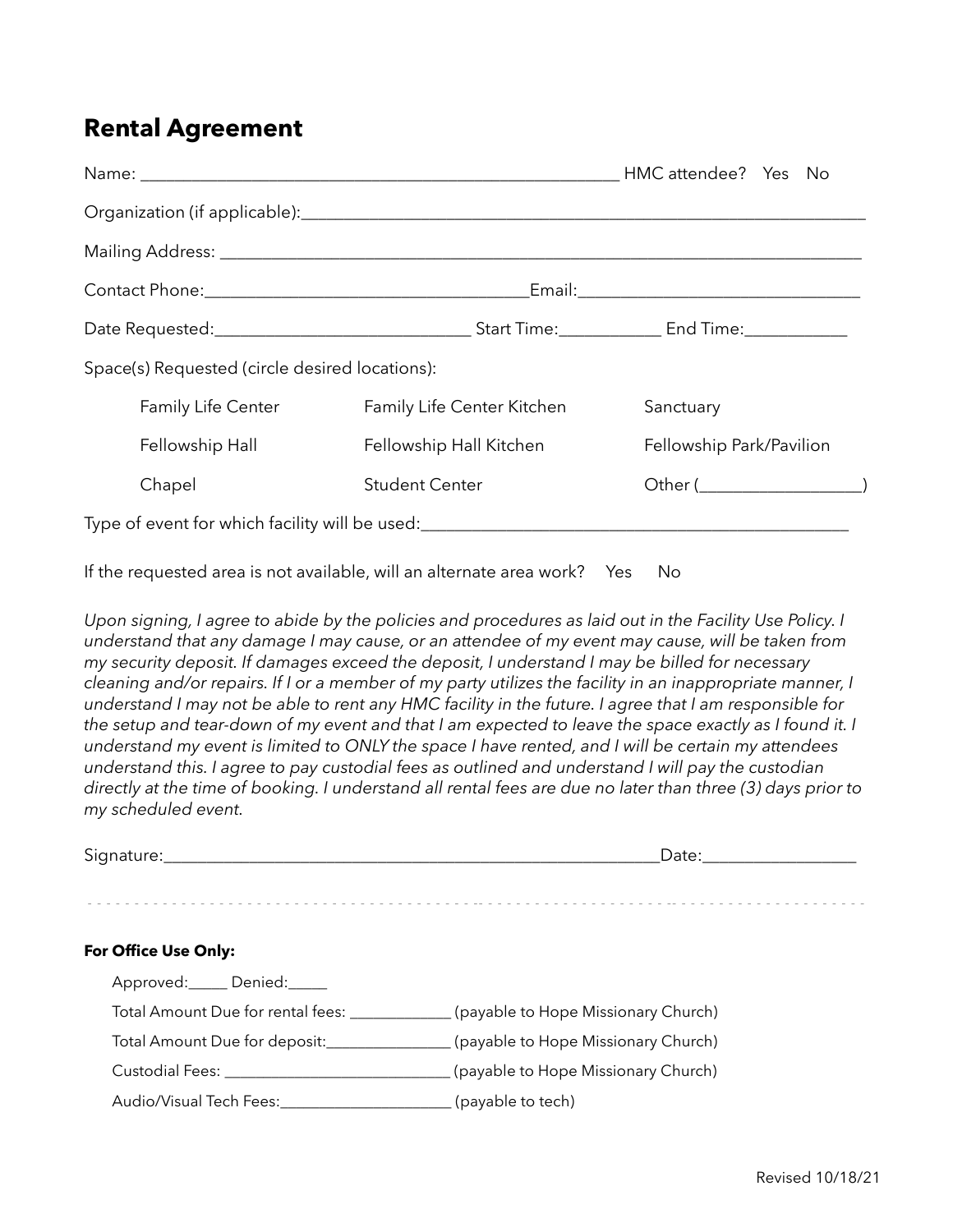# Rental Agreement

Name: ________________________________________________________ HMC attendee? Yes No

Organization (if applicable):_________________________________________________________________

Mailing Address: ______________________________________________________________________

Contact Phone:_____________________________________Email:_______________________________

Date Requested:_____________________________ Start Time:___________ End Time:___________

Space(s) Requested (circle desired locations):

| | | |
|---|---|---|
| Family Life Center | Family Life Center Kitchen | Sanctuary |
| Fellowship Hall | Fellowship Hall Kitchen | Fellowship Park/Pavilion |
| Chapel | Student Center | Other (_________________) |

Type of event for which facility will be used:_________________________________________________

If the requested area is not available, will an alternate area work? Yes No

*Upon signing, I agree to abide by the policies and procedures as laid out in the Facility Use Policy. I understand that any damage I may cause, or an attendee of my event may cause, will be taken from my security deposit. If damages exceed the deposit, I understand I may be billed for necessary cleaning and/or repairs. If I or a member of my party utilizes the facility in an inappropriate manner, I understand I may not be able to rent any HMC facility in the future. I agree that I am responsible for the setup and tear-down of my event and that I am expected to leave the space exactly as I found it. I understand my event is limited to ONLY the space I have rented, and I will be certain my attendees understand this. I agree to pay custodial fees as outlined and understand I will pay the custodian directly at the time of booking. I understand all rental fees are due no later than three (3) days prior to my scheduled event.*

Signature:_________________________________________________________Date:_________________

---

**For Office Use Only:**

Approved:_____ Denied:_____

Total Amount Due for rental fees: ____________ (payable to Hope Missionary Church)

Total Amount Due for deposit:______________ (payable to Hope Missionary Church)

Custodial Fees: ___________________________ (payable to Hope Missionary Church)

Audio/Visual Tech Fees:_____________________ (payable to tech)

Revised 10/18/21